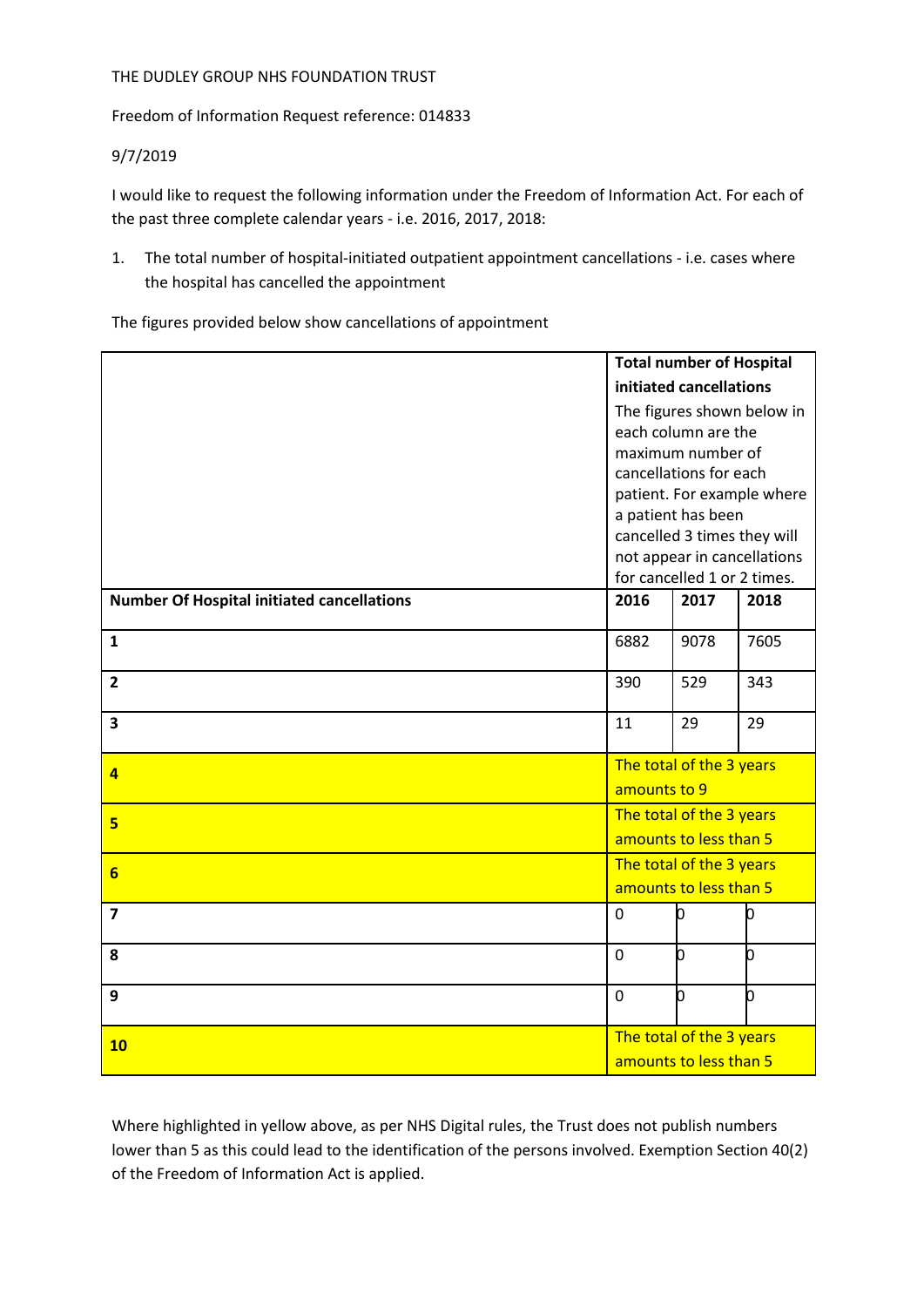THE DUDLEY GROUP NHS FOUNDATION TRUST

Freedom of Information Request reference: 014833

9/7/2019

I would like to request the following information under the Freedom of Information Act. For each of the past three complete calendar years - i.e. 2016, 2017, 2018:

1. The total number of hospital-initiated outpatient appointment cancellations - i.e. cases where the hospital has cancelled the appointment

The figures provided below show cancellations of appointment

| | **Total number of Hospital initiated cancellations** The figures shown below in each column are the maximum number of cancellations for each patient. For example where a patient has been cancelled 3 times they will not appear in cancellations for cancelled 1 or 2 times. | | |
|---|---|---|---|
| **Number Of Hospital initiated cancellations** | **2016** | **2017** | **2018** |
| **1** | 6882 | 9078 | 7605 |
| **2** | 390 | 529 | 343 |
| **3** | 11 | 29 | 29 |
| **4** | The total of the 3 years amounts to 9 | | |
| **5** | The total of the 3 years amounts to less than 5 | | |
| **6** | The total of the 3 years amounts to less than 5 | | |
| **7** | 0 | 0 | 0 |
| **8** | 0 | 0 | 0 |
| **9** | 0 | 0 | 0 |
| **10** | The total of the 3 years amounts to less than 5 | | |

Where highlighted in yellow above, as per NHS Digital rules, the Trust does not publish numbers lower than 5 as this could lead to the identification of the persons involved. Exemption Section 40(2) of the Freedom of Information Act is applied.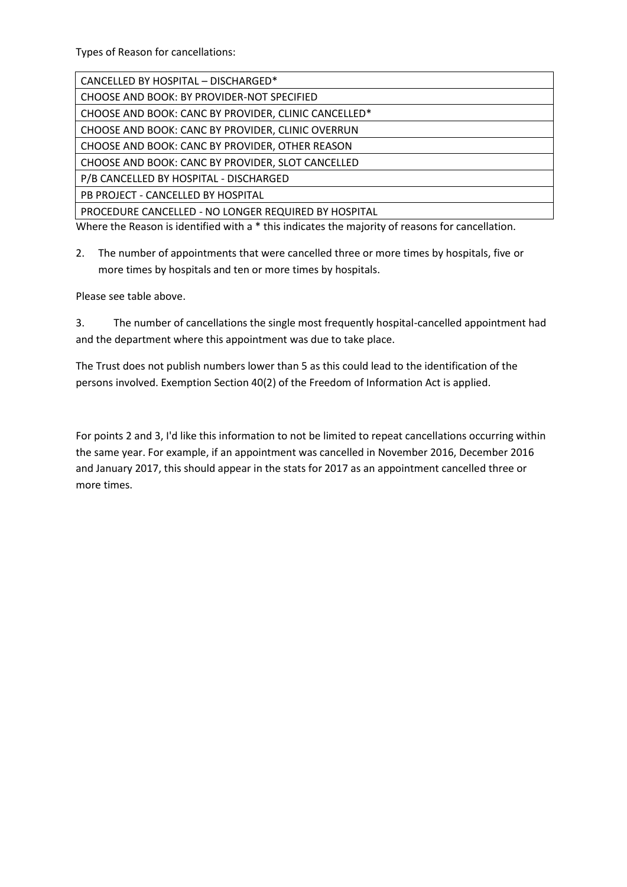Types of Reason for cancellations:

| |
|---|
| CANCELLED BY HOSPITAL – DISCHARGED* |
| CHOOSE AND BOOK: BY PROVIDER-NOT SPECIFIED |
| CHOOSE AND BOOK: CANC BY PROVIDER, CLINIC CANCELLED* |
| CHOOSE AND BOOK: CANC BY PROVIDER, CLINIC OVERRUN |
| CHOOSE AND BOOK: CANC BY PROVIDER, OTHER REASON |
| CHOOSE AND BOOK: CANC BY PROVIDER, SLOT CANCELLED |
| P/B CANCELLED BY HOSPITAL - DISCHARGED |
| PB PROJECT - CANCELLED BY HOSPITAL |
| PROCEDURE CANCELLED - NO LONGER REQUIRED BY HOSPITAL |

Where the Reason is identified with a * this indicates the majority of reasons for cancellation.

2. The number of appointments that were cancelled three or more times by hospitals, five or more times by hospitals and ten or more times by hospitals.

Please see table above.

3. The number of cancellations the single most frequently hospital-cancelled appointment had and the department where this appointment was due to take place.

The Trust does not publish numbers lower than 5 as this could lead to the identification of the persons involved. Exemption Section 40(2) of the Freedom of Information Act is applied.

For points 2 and 3, I'd like this information to not be limited to repeat cancellations occurring within the same year. For example, if an appointment was cancelled in November 2016, December 2016 and January 2017, this should appear in the stats for 2017 as an appointment cancelled three or more times.